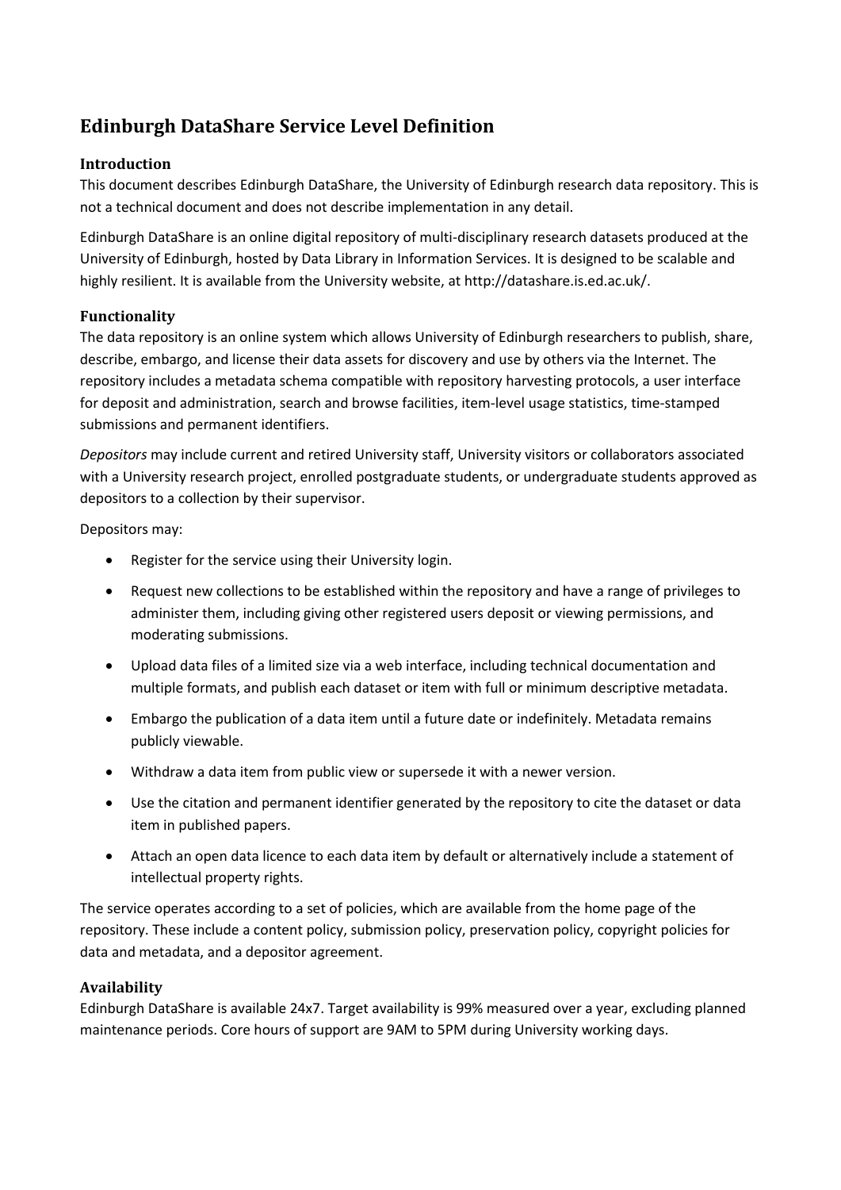# Edinburgh DataShare Service Level Definition

## Introduction

This document describes Edinburgh DataShare, the University of Edinburgh research data repository. This is not a technical document and does not describe implementation in any detail.

Edinburgh DataShare is an online digital repository of multi-disciplinary research datasets produced at the University of Edinburgh, hosted by Data Library in Information Services. It is designed to be scalable and highly resilient. It is available from the University website, at http://datashare.is.ed.ac.uk/.

## Functionality

The data repository is an online system which allows University of Edinburgh researchers to publish, share, describe, embargo, and license their data assets for discovery and use by others via the Internet. The repository includes a metadata schema compatible with repository harvesting protocols, a user interface for deposit and administration, search and browse facilities, item-level usage statistics, time-stamped submissions and permanent identifiers.

*Depositors* may include current and retired University staff, University visitors or collaborators associated with a University research project, enrolled postgraduate students, or undergraduate students approved as depositors to a collection by their supervisor.

Depositors may:

- Register for the service using their University login.
- Request new collections to be established within the repository and have a range of privileges to administer them, including giving other registered users deposit or viewing permissions, and moderating submissions.
- Upload data files of a limited size via a web interface, including technical documentation and multiple formats, and publish each dataset or item with full or minimum descriptive metadata.
- Embargo the publication of a data item until a future date or indefinitely. Metadata remains publicly viewable.
- Withdraw a data item from public view or supersede it with a newer version.
- Use the citation and permanent identifier generated by the repository to cite the dataset or data item in published papers.
- Attach an open data licence to each data item by default or alternatively include a statement of intellectual property rights.

The service operates according to a set of policies, which are available from the home page of the repository. These include a content policy, submission policy, preservation policy, copyright policies for data and metadata, and a depositor agreement.

## Availability

Edinburgh DataShare is available 24x7. Target availability is 99% measured over a year, excluding planned maintenance periods. Core hours of support are 9AM to 5PM during University working days.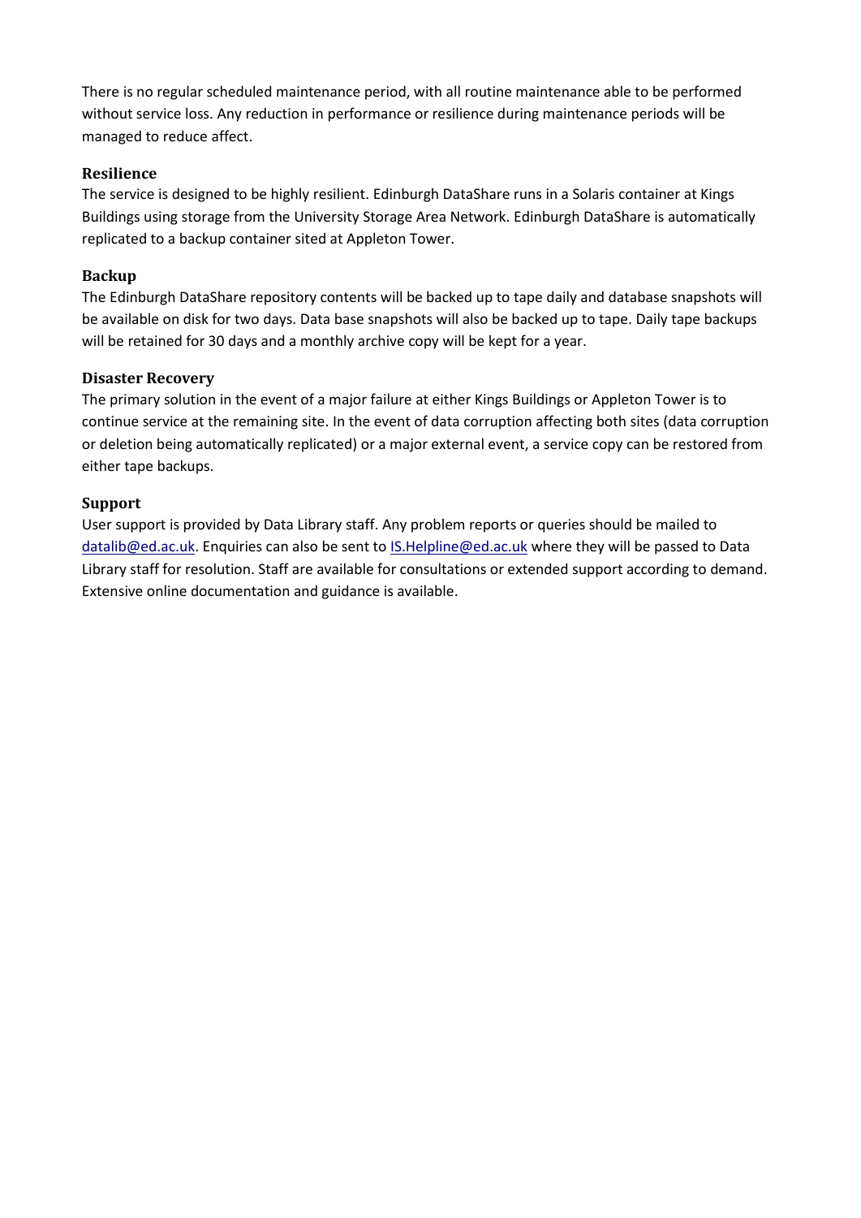There is no regular scheduled maintenance period, with all routine maintenance able to be performed without service loss. Any reduction in performance or resilience during maintenance periods will be managed to reduce affect.

### Resilience

The service is designed to be highly resilient. Edinburgh DataShare runs in a Solaris container at Kings Buildings using storage from the University Storage Area Network. Edinburgh DataShare is automatically replicated to a backup container sited at Appleton Tower.

### Backup

The Edinburgh DataShare repository contents will be backed up to tape daily and database snapshots will be available on disk for two days. Data base snapshots will also be backed up to tape. Daily tape backups will be retained for 30 days and a monthly archive copy will be kept for a year.

### Disaster Recovery

The primary solution in the event of a major failure at either Kings Buildings or Appleton Tower is to continue service at the remaining site. In the event of data corruption affecting both sites (data corruption or deletion being automatically replicated) or a major external event, a service copy can be restored from either tape backups.

### Support

User support is provided by Data Library staff. Any problem reports or queries should be mailed to datalib@ed.ac.uk. Enquiries can also be sent to IS.Helpline@ed.ac.uk where they will be passed to Data Library staff for resolution. Staff are available for consultations or extended support according to demand. Extensive online documentation and guidance is available.